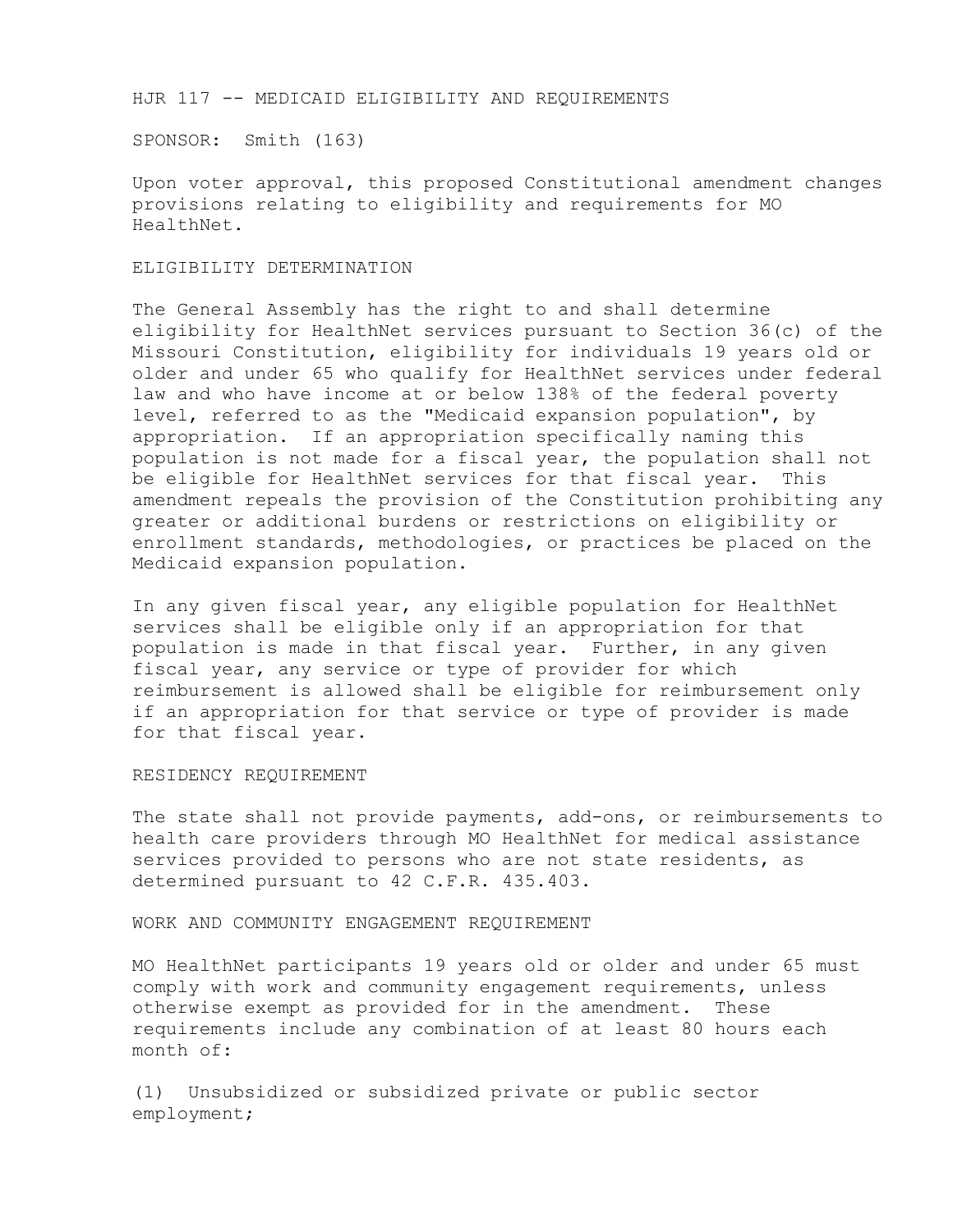# HJR 117 -- MEDICAID ELIGIBILITY AND REQUIREMENTS

SPONSOR: Smith (163)

Upon voter approval, this proposed Constitutional amendment changes provisions relating to eligibility and requirements for MO HealthNet.

## ELIGIBILITY DETERMINATION

The General Assembly has the right to and shall determine eligibility for HealthNet services pursuant to Section 36(c) of the Missouri Constitution, eligibility for individuals 19 years old or older and under 65 who qualify for HealthNet services under federal law and who have income at or below 138% of the federal poverty level, referred to as the "Medicaid expansion population", by appropriation. If an appropriation specifically naming this population is not made for a fiscal year, the population shall not be eligible for HealthNet services for that fiscal year. This amendment repeals the provision of the Constitution prohibiting any greater or additional burdens or restrictions on eligibility or enrollment standards, methodologies, or practices be placed on the Medicaid expansion population.

In any given fiscal year, any eligible population for HealthNet services shall be eligible only if an appropriation for that population is made in that fiscal year. Further, in any given fiscal year, any service or type of provider for which reimbursement is allowed shall be eligible for reimbursement only if an appropriation for that service or type of provider is made for that fiscal year.

## RESIDENCY REQUIREMENT

The state shall not provide payments, add-ons, or reimbursements to health care providers through MO HealthNet for medical assistance services provided to persons who are not state residents, as determined pursuant to 42 C.F.R. 435.403.

## WORK AND COMMUNITY ENGAGEMENT REQUIREMENT

MO HealthNet participants 19 years old or older and under 65 must comply with work and community engagement requirements, unless otherwise exempt as provided for in the amendment. These requirements include any combination of at least 80 hours each month of:

(1) Unsubsidized or subsidized private or public sector employment;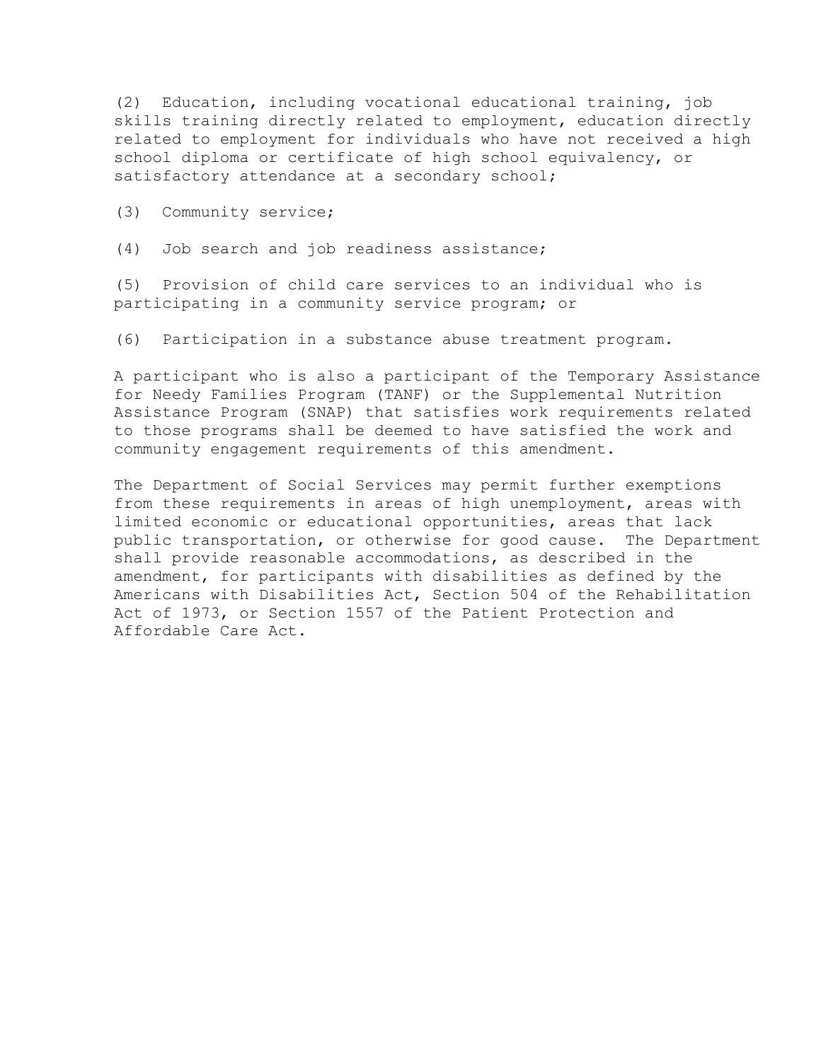(2) Education, including vocational educational training, job skills training directly related to employment, education directly related to employment for individuals who have not received a high school diploma or certificate of high school equivalency, or satisfactory attendance at a secondary school;

(3) Community service;

(4) Job search and job readiness assistance;

(5) Provision of child care services to an individual who is participating in a community service program; or

(6) Participation in a substance abuse treatment program.

A participant who is also a participant of the Temporary Assistance for Needy Families Program (TANF) or the Supplemental Nutrition Assistance Program (SNAP) that satisfies work requirements related to those programs shall be deemed to have satisfied the work and community engagement requirements of this amendment.

The Department of Social Services may permit further exemptions from these requirements in areas of high unemployment, areas with limited economic or educational opportunities, areas that lack public transportation, or otherwise for good cause. The Department shall provide reasonable accommodations, as described in the amendment, for participants with disabilities as defined by the Americans with Disabilities Act, Section 504 of the Rehabilitation Act of 1973, or Section 1557 of the Patient Protection and Affordable Care Act.